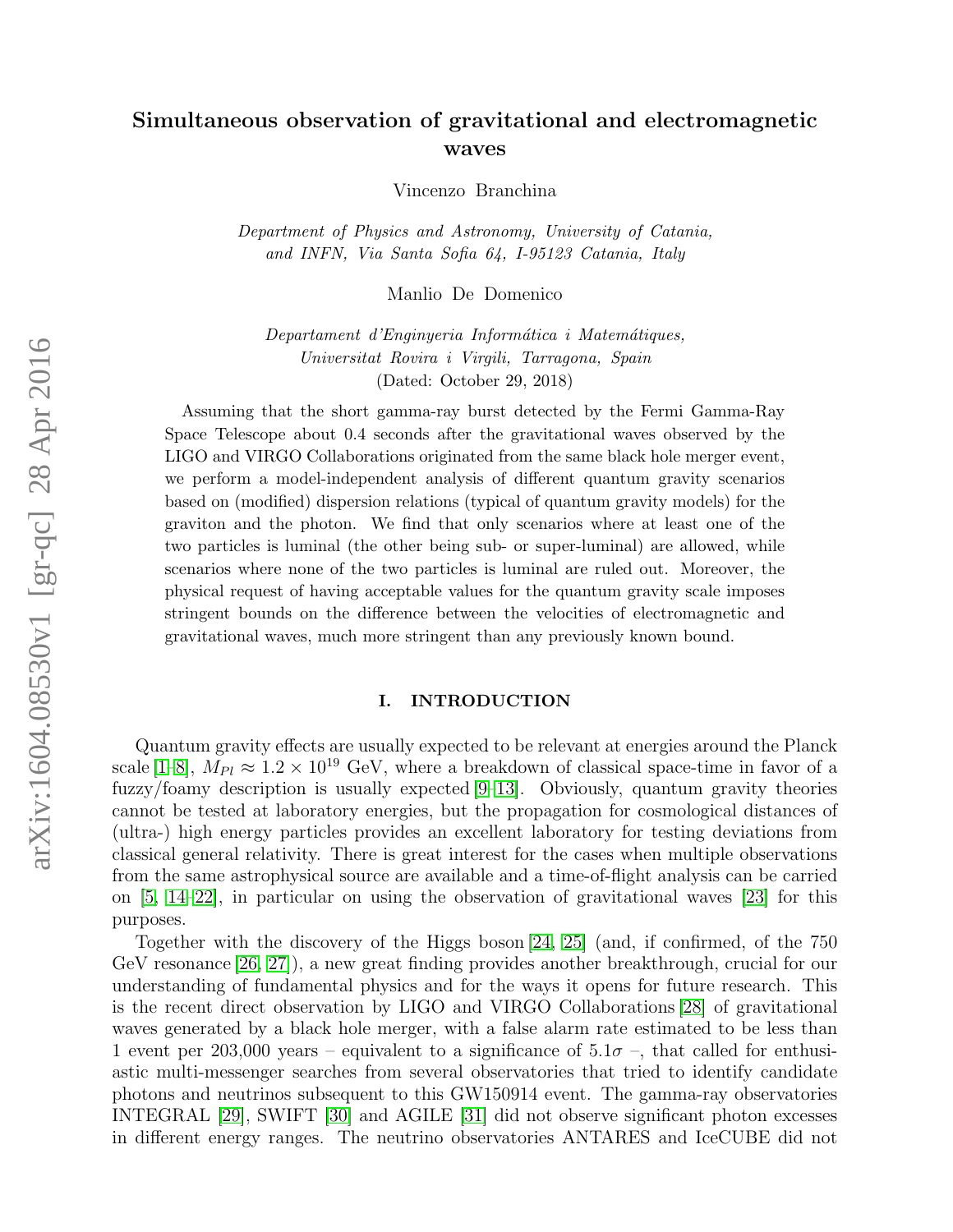# Simultaneous observation of gravitational and electromagnetic waves

Vincenzo Branchina

*Department of Physics and Astronomy, University of Catania, and INFN, Via Santa Sofia 64, I-95123 Catania, Italy*

Manlio De Domenico

*Departament d'Enginyeria Informática i Matemátiques, Universitat Rovira i Virgili, Tarragona, Spain*

(Dated: October 29, 2018)

Assuming that the short gamma-ray burst detected by the Fermi Gamma-Ray Space Telescope about 0.4 seconds after the gravitational waves observed by the LIGO and VIRGO Collaborations originated from the same black hole merger event, we perform a model-independent analysis of different quantum gravity scenarios based on (modified) dispersion relations (typical of quantum gravity models) for the graviton and the photon. We find that only scenarios where at least one of the two particles is luminal (the other being sub- or super-luminal) are allowed, while scenarios where none of the two particles is luminal are ruled out. Moreover, the physical request of having acceptable values for the quantum gravity scale imposes stringent bounds on the difference between the velocities of electromagnetic and gravitational waves, much more stringent than any previously known bound.

## I. INTRODUCTION

Quantum gravity effects are usually expected to be relevant at energies around the Planck scale [1–8], $M_{Pl} \approx 1.2 \times 10^{19}$ GeV, where a breakdown of classical space-time in favor of a fuzzy/foamy description is usually expected [9–13]. Obviously, quantum gravity theories cannot be tested at laboratory energies, but the propagation for cosmological distances of (ultra-) high energy particles provides an excellent laboratory for testing deviations from classical general relativity. There is great interest for the cases when multiple observations from the same astrophysical source are available and a time-of-flight analysis can be carried on [5, 14–22], in particular on using the observation of gravitational waves [23] for this purposes.

Together with the discovery of the Higgs boson [24, 25] (and, if confirmed, of the 750 GeV resonance [26, 27]), a new great finding provides another breakthrough, crucial for our understanding of fundamental physics and for the ways it opens for future research. This is the recent direct observation by LIGO and VIRGO Collaborations [28] of gravitational waves generated by a black hole merger, with a false alarm rate estimated to be less than 1 event per 203,000 years – equivalent to a significance of $5.1\sigma$ –, that called for enthusiastic multi-messenger searches from several observatories that tried to identify candidate photons and neutrinos subsequent to this GW150914 event. The gamma-ray observatories INTEGRAL [29], SWIFT [30] and AGILE [31] did not observe significant photon excesses in different energy ranges. The neutrino observatories ANTARES and IceCUBE did not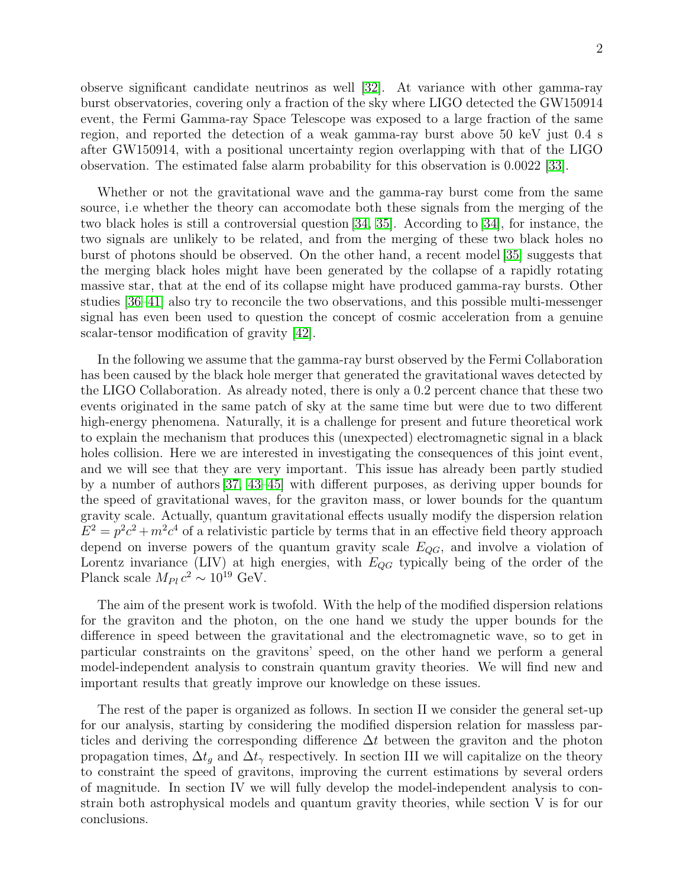observe significant candidate neutrinos as well [32]. At variance with other gamma-ray burst observatories, covering only a fraction of the sky where LIGO detected the GW150914 event, the Fermi Gamma-ray Space Telescope was exposed to a large fraction of the same region, and reported the detection of a weak gamma-ray burst above 50 keV just 0.4 s after GW150914, with a positional uncertainty region overlapping with that of the LIGO observation. The estimated false alarm probability for this observation is 0.0022 [33].

Whether or not the gravitational wave and the gamma-ray burst come from the same source, i.e whether the theory can accomodate both these signals from the merging of the two black holes is still a controversial question [34, 35]. According to [34], for instance, the two signals are unlikely to be related, and from the merging of these two black holes no burst of photons should be observed. On the other hand, a recent model [35] suggests that the merging black holes might have been generated by the collapse of a rapidly rotating massive star, that at the end of its collapse might have produced gamma-ray bursts. Other studies [36–41] also try to reconcile the two observations, and this possible multi-messenger signal has even been used to question the concept of cosmic acceleration from a genuine scalar-tensor modification of gravity [42].

In the following we assume that the gamma-ray burst observed by the Fermi Collaboration has been caused by the black hole merger that generated the gravitational waves detected by the LIGO Collaboration. As already noted, there is only a 0.2 percent chance that these two events originated in the same patch of sky at the same time but were due to two different high-energy phenomena. Naturally, it is a challenge for present and future theoretical work to explain the mechanism that produces this (unexpected) electromagnetic signal in a black holes collision. Here we are interested in investigating the consequences of this joint event, and we will see that they are very important. This issue has already been partly studied by a number of authors [37, 43–45] with different purposes, as deriving upper bounds for the speed of gravitational waves, for the graviton mass, or lower bounds for the quantum gravity scale. Actually, quantum gravitational effects usually modify the dispersion relation $E^2 = p^2c^2 + m^2c^4$ of a relativistic particle by terms that in an effective field theory approach depend on inverse powers of the quantum gravity scale $E_{QG}$, and involve a violation of Lorentz invariance (LIV) at high energies, with $E_{QG}$ typically being of the order of the Planck scale $M_{Pl}\, c^2 \sim 10^{19}$ GeV.

The aim of the present work is twofold. With the help of the modified dispersion relations for the graviton and the photon, on the one hand we study the upper bounds for the difference in speed between the gravitational and the electromagnetic wave, so to get in particular constraints on the gravitons' speed, on the other hand we perform a general model-independent analysis to constrain quantum gravity theories. We will find new and important results that greatly improve our knowledge on these issues.

The rest of the paper is organized as follows. In section II we consider the general set-up for our analysis, starting by considering the modified dispersion relation for massless particles and deriving the corresponding difference $\Delta t$ between the graviton and the photon propagation times, $\Delta t_g$ and $\Delta t_\gamma$ respectively. In section III we will capitalize on the theory to constraint the speed of gravitons, improving the current estimations by several orders of magnitude. In section IV we will fully develop the model-independent analysis to constrain both astrophysical models and quantum gravity theories, while section V is for our conclusions.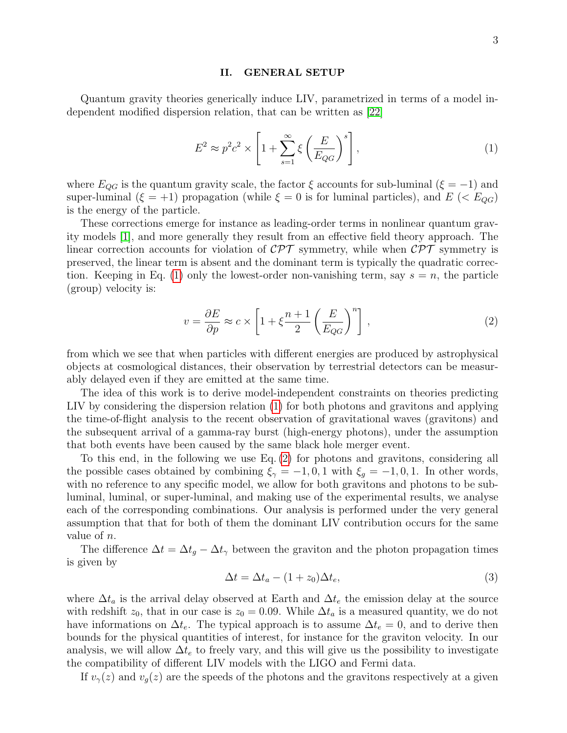## II. GENERAL SETUP

Quantum gravity theories generically induce LIV, parametrized in terms of a model independent modified dispersion relation, that can be written as [22]

$$E^2 \approx p^2 c^2 \times \left[ 1 + \sum_{s=1}^{\infty} \xi \left( \frac{E}{E_{QG}} \right)^s \right], \tag{1}$$

where $E_{QG}$ is the quantum gravity scale, the factor $\xi$ accounts for sub-luminal ($\xi = -1$) and super-luminal ($\xi = +1$) propagation (while $\xi = 0$ is for luminal particles), and $E$ ($< E_{QG}$) is the energy of the particle.

These corrections emerge for instance as leading-order terms in nonlinear quantum gravity models [1], and more generally they result from an effective field theory approach. The linear correction accounts for violation of $\mathcal{CPT}$ symmetry, while when $\mathcal{CPT}$ symmetry is preserved, the linear term is absent and the dominant term is typically the quadratic correction. Keeping in Eq. (1) only the lowest-order non-vanishing term, say $s = n$, the particle (group) velocity is:

$$v = \frac{\partial E}{\partial p} \approx c \times \left[ 1 + \xi \frac{n+1}{2} \left( \frac{E}{E_{QG}} \right)^n \right], \tag{2}$$

from which we see that when particles with different energies are produced by astrophysical objects at cosmological distances, their observation by terrestrial detectors can be measurably delayed even if they are emitted at the same time.

The idea of this work is to derive model-independent constraints on theories predicting LIV by considering the dispersion relation (1) for both photons and gravitons and applying the time-of-flight analysis to the recent observation of gravitational waves (gravitons) and the subsequent arrival of a gamma-ray burst (high-energy photons), under the assumption that both events have been caused by the same black hole merger event.

To this end, in the following we use Eq. (2) for photons and gravitons, considering all the possible cases obtained by combining $\xi_\gamma = -1, 0, 1$ with $\xi_g = -1, 0, 1$. In other words, with no reference to any specific model, we allow for both gravitons and photons to be subluminal, luminal, or super-luminal, and making use of the experimental results, we analyse each of the corresponding combinations. Our analysis is performed under the very general assumption that that for both of them the dominant LIV contribution occurs for the same value of $n$.

The difference $\Delta t = \Delta t_g - \Delta t_\gamma$ between the graviton and the photon propagation times is given by

$$\Delta t = \Delta t_a - (1 + z_0) \Delta t_e, \tag{3}$$

where $\Delta t_a$ is the arrival delay observed at Earth and $\Delta t_e$ the emission delay at the source with redshift $z_0$, that in our case is $z_0 = 0.09$. While $\Delta t_a$ is a measured quantity, we do not have informations on $\Delta t_e$. The typical approach is to assume $\Delta t_e = 0$, and to derive then bounds for the physical quantities of interest, for instance for the graviton velocity. In our analysis, we will allow $\Delta t_e$ to freely vary, and this will give us the possibility to investigate the compatibility of different LIV models with the LIGO and Fermi data.

If $v_\gamma(z)$ and $v_g(z)$ are the speeds of the photons and the gravitons respectively at a given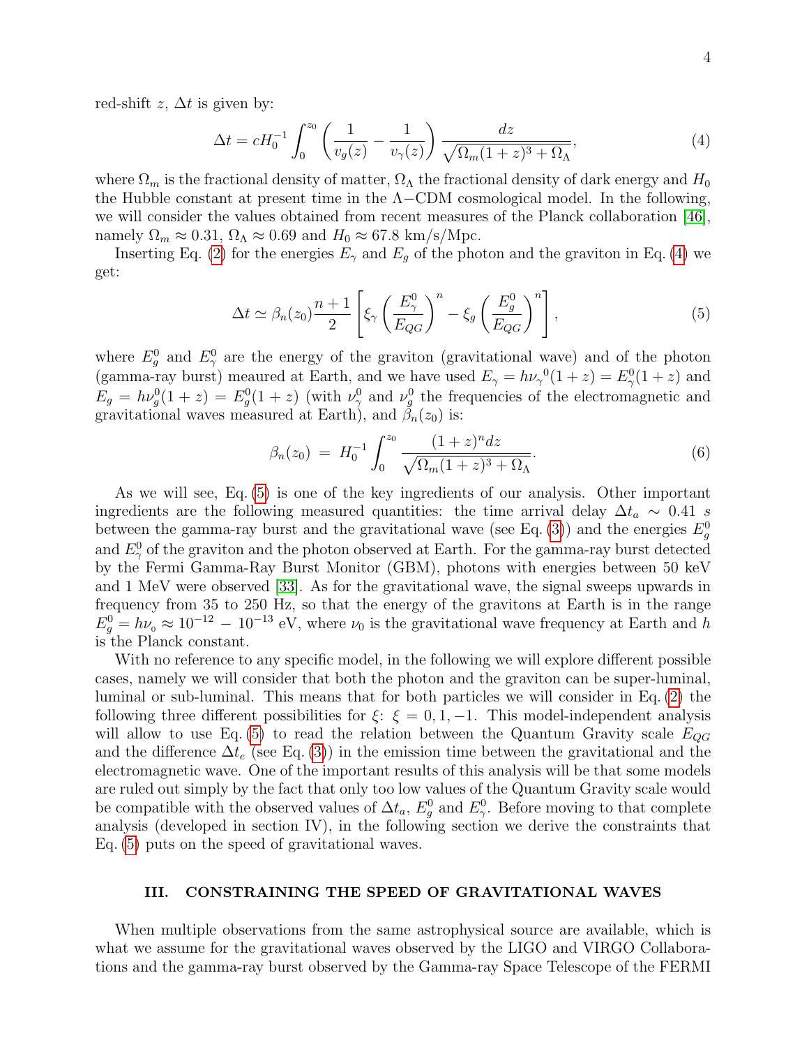red-shift $z$, $\Delta t$ is given by:

$$\Delta t = cH_0^{-1} \int_0^{z_0} \left( \frac{1}{v_g(z)} - \frac{1}{v_\gamma(z)} \right) \frac{dz}{\sqrt{\Omega_m(1+z)^3 + \Omega_\Lambda}}, \tag{4}$$

where $\Omega_m$ is the fractional density of matter, $\Omega_\Lambda$ the fractional density of dark energy and $H_0$ the Hubble constant at present time in the $\Lambda-$CDM cosmological model. In the following, we will consider the values obtained from recent measures of the Planck collaboration [46], namely $\Omega_m \approx 0.31$, $\Omega_\Lambda \approx 0.69$ and $H_0 \approx 67.8$ km/s/Mpc.

Inserting Eq. (2) for the energies $E_\gamma$ and $E_g$ of the photon and the graviton in Eq. (4) we get:

$$\Delta t \simeq \beta_n(z_0) \frac{n+1}{2} \left[ \xi_\gamma \left( \frac{E_\gamma^0}{E_{QG}} \right)^n - \xi_g \left( \frac{E_g^0}{E_{QG}} \right)^n \right], \tag{5}$$

where $E_g^0$ and $E_\gamma^0$ are the energy of the graviton (gravitational wave) and of the photon (gamma-ray burst) meaured at Earth, and we have used $E_\gamma = h{\nu_\gamma}^0(1+z) = E_\gamma^0(1+z)$ and $E_g = h\nu_g^0(1+z) = E_g^0(1+z)$ (with $\nu_\gamma^0$ and $\nu_g^0$ the frequencies of the electromagnetic and gravitational waves measured at Earth), and $\beta_n(z_0)$ is:

$$\beta_n(z_0) \; = \; H_0^{-1} \int_0^{z_0} \frac{(1+z)^n dz}{\sqrt{\Omega_m(1+z)^3 + \Omega_\Lambda}}. \tag{6}$$

As we will see, Eq. (5) is one of the key ingredients of our analysis. Other important ingredients are the following measured quantities: the time arrival delay $\Delta t_a \sim 0.41$ $s$ between the gamma-ray burst and the gravitational wave (see Eq. (3)) and the energies $E_g^0$ and $E_\gamma^0$ of the graviton and the photon observed at Earth. For the gamma-ray burst detected by the Fermi Gamma-Ray Burst Monitor (GBM), photons with energies between 50 keV and 1 MeV were observed [33]. As for the gravitational wave, the signal sweeps upwards in frequency from 35 to 250 Hz, so that the energy of the gravitons at Earth is in the range $E_g^0 = h\nu_0 \approx 10^{-12} - 10^{-13}$ eV, where $\nu_0$ is the gravitational wave frequency at Earth and $h$ is the Planck constant.

With no reference to any specific model, in the following we will explore different possible cases, namely we will consider that both the photon and the graviton can be super-luminal, luminal or sub-luminal. This means that for both particles we will consider in Eq. (2) the following three different possibilities for $\xi$: $\xi = 0, 1, -1$. This model-independent analysis will allow to use Eq. (5) to read the relation between the Quantum Gravity scale $E_{QG}$ and the difference $\Delta t_e$ (see Eq. (3)) in the emission time between the gravitational and the electromagnetic wave. One of the important results of this analysis will be that some models are ruled out simply by the fact that only too low values of the Quantum Gravity scale would be compatible with the observed values of $\Delta t_a$, $E_g^0$ and $E_\gamma^0$. Before moving to that complete analysis (developed in section IV), in the following section we derive the constraints that Eq. (5) puts on the speed of gravitational waves.

## III. CONSTRAINING THE SPEED OF GRAVITATIONAL WAVES

When multiple observations from the same astrophysical source are available, which is what we assume for the gravitational waves observed by the LIGO and VIRGO Collaborations and the gamma-ray burst observed by the Gamma-ray Space Telescope of the FERMI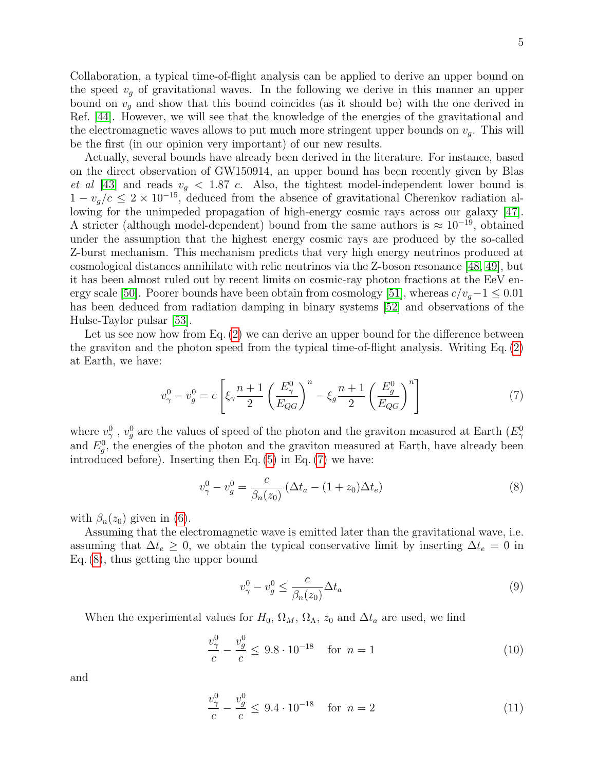Collaboration, a typical time-of-flight analysis can be applied to derive an upper bound on the speed $v_g$ of gravitational waves. In the following we derive in this manner an upper bound on $v_g$ and show that this bound coincides (as it should be) with the one derived in Ref. [44]. However, we will see that the knowledge of the energies of the gravitational and the electromagnetic waves allows to put much more stringent upper bounds on $v_g$. This will be the first (in our opinion very important) of our new results.

Actually, several bounds have already been derived in the literature. For instance, based on the direct observation of GW150914, an upper bound has been recently given by Blas *et al* [43] and reads $v_g < 1.87\ c$. Also, the tightest model-independent lower bound is $1 - v_g/c \leq 2 \times 10^{-15}$, deduced from the absence of gravitational Cherenkov radiation allowing for the unimpeded propagation of high-energy cosmic rays across our galaxy [47]. A stricter (although model-dependent) bound from the same authors is $\approx 10^{-19}$, obtained under the assumption that the highest energy cosmic rays are produced by the so-called Z-burst mechanism. This mechanism predicts that very high energy neutrinos produced at cosmological distances annihilate with relic neutrinos via the Z-boson resonance [48, 49], but it has been almost ruled out by recent limits on cosmic-ray photon fractions at the EeV energy scale [50]. Poorer bounds have been obtain from cosmology [51], whereas $c/v_g - 1 \leq 0.01$ has been deduced from radiation damping in binary systems [52] and observations of the Hulse-Taylor pulsar [53].

Let us see now how from Eq. (2) we can derive an upper bound for the difference between the graviton and the photon speed from the typical time-of-flight analysis. Writing Eq. (2) at Earth, we have:

$$v^0_\gamma - v^0_g = c\left[\xi_\gamma \frac{n+1}{2}\left(\frac{E^0_\gamma}{E_{QG}}\right)^n - \xi_g \frac{n+1}{2}\left(\frac{E^0_g}{E_{QG}}\right)^n\right] \tag{7}$$

where $v^0_\gamma$ , $v^0_g$ are the values of speed of the photon and the graviton measured at Earth ($E^0_\gamma$ and $E^0_g$, the energies of the photon and the graviton measured at Earth, have already been introduced before). Inserting then Eq. (5) in Eq. (7) we have:

$$v^0_\gamma - v^0_g = \frac{c}{\beta_n(z_0)}\left(\Delta t_a - (1+z_0)\Delta t_e\right) \tag{8}$$

with $\beta_n(z_0)$ given in (6).

Assuming that the electromagnetic wave is emitted later than the gravitational wave, i.e. assuming that $\Delta t_e \geq 0$, we obtain the typical conservative limit by inserting $\Delta t_e = 0$ in Eq. (8), thus getting the upper bound

$$v^0_\gamma - v^0_g \leq \frac{c}{\beta_n(z_0)}\Delta t_a \tag{9}$$

When the experimental values for $H_0$, $\Omega_M$, $\Omega_\Lambda$, $z_0$ and $\Delta t_a$ are used, we find

$$\frac{v^0_\gamma}{c} - \frac{v^0_g}{c} \leq 9.8 \cdot 10^{-18} \quad \text{for } n=1 \tag{10}$$

and

$$\frac{v^0_\gamma}{c} - \frac{v^0_g}{c} \leq 9.4 \cdot 10^{-18} \quad \text{for } n=2 \tag{11}$$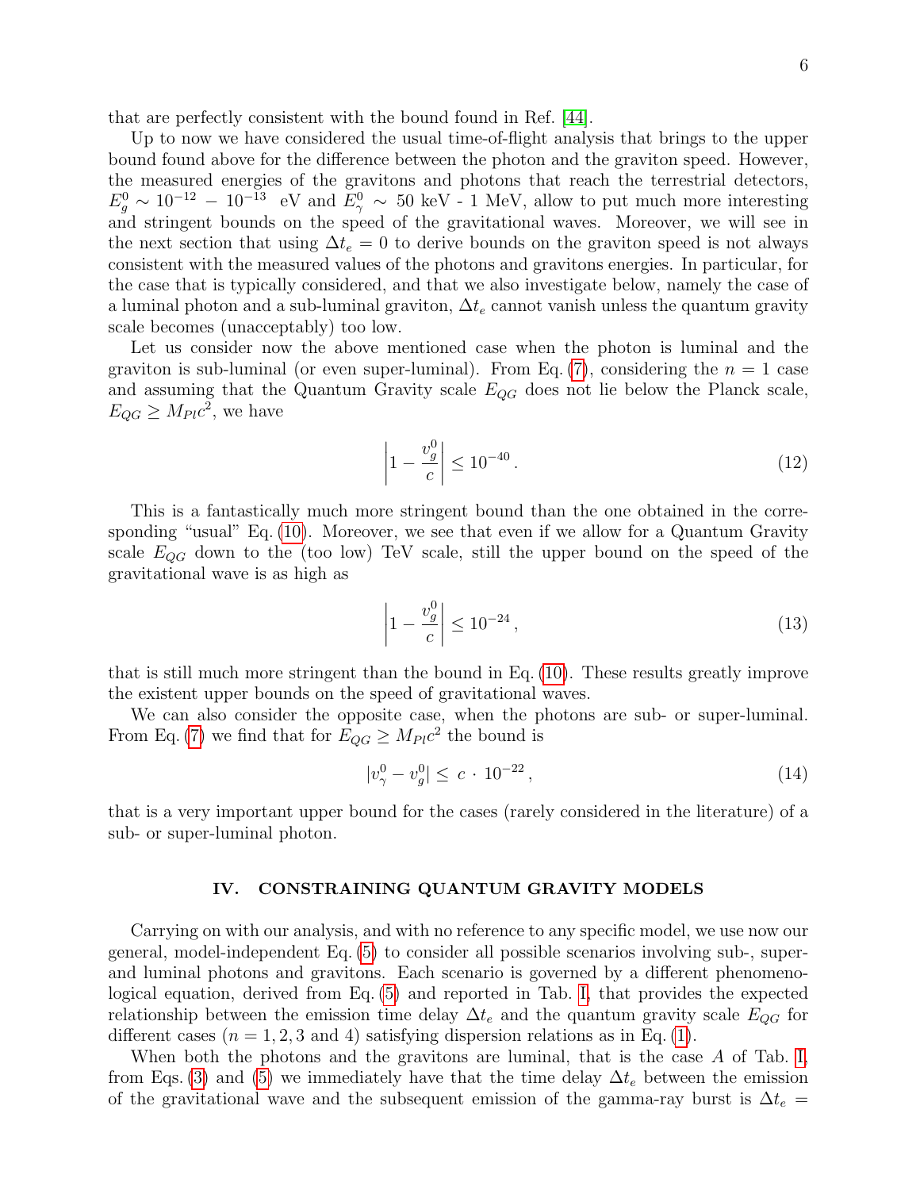that are perfectly consistent with the bound found in Ref. [44].

Up to now we have considered the usual time-of-flight analysis that brings to the upper bound found above for the difference between the photon and the graviton speed. However, the measured energies of the gravitons and photons that reach the terrestrial detectors, $E_g^0 \sim 10^{-12} - 10^{-13}$ eV and $E_\gamma^0 \sim 50$ keV - 1 MeV, allow to put much more interesting and stringent bounds on the speed of the gravitational waves. Moreover, we will see in the next section that using $\Delta t_e = 0$ to derive bounds on the graviton speed is not always consistent with the measured values of the photons and gravitons energies. In particular, for the case that is typically considered, and that we also investigate below, namely the case of a luminal photon and a sub-luminal graviton, $\Delta t_e$ cannot vanish unless the quantum gravity scale becomes (unacceptably) too low.

Let us consider now the above mentioned case when the photon is luminal and the graviton is sub-luminal (or even super-luminal). From Eq. (7), considering the $n = 1$ case and assuming that the Quantum Gravity scale $E_{QG}$ does not lie below the Planck scale, $E_{QG} \geq M_{Pl}c^2$, we have

$$\left|1 - \frac{v_g^0}{c}\right| \leq 10^{-40}\,. \tag{12}$$

This is a fantastically much more stringent bound than the one obtained in the corresponding "usual" Eq. (10). Moreover, we see that even if we allow for a Quantum Gravity scale $E_{QG}$ down to the (too low) TeV scale, still the upper bound on the speed of the gravitational wave is as high as

$$\left|1 - \frac{v_g^0}{c}\right| \leq 10^{-24}\,, \tag{13}$$

that is still much more stringent than the bound in Eq. (10). These results greatly improve the existent upper bounds on the speed of gravitational waves.

We can also consider the opposite case, when the photons are sub- or super-luminal. From Eq. (7) we find that for $E_{QG} \geq M_{Pl}c^2$ the bound is

$$|v_\gamma^0 - v_g^0| \leq c \cdot 10^{-22}\,, \tag{14}$$

that is a very important upper bound for the cases (rarely considered in the literature) of a sub- or super-luminal photon.

## IV. CONSTRAINING QUANTUM GRAVITY MODELS

Carrying on with our analysis, and with no reference to any specific model, we use now our general, model-independent Eq. (5) to consider all possible scenarios involving sub-, super- and luminal photons and gravitons. Each scenario is governed by a different phenomenological equation, derived from Eq. (5) and reported in Tab. I, that provides the expected relationship between the emission time delay $\Delta t_e$ and the quantum gravity scale $E_{QG}$ for different cases ($n = 1, 2, 3$ and 4) satisfying dispersion relations as in Eq. (1).

When both the photons and the gravitons are luminal, that is the case $A$ of Tab. I, from Eqs. (3) and (5) we immediately have that the time delay $\Delta t_e$ between the emission of the gravitational wave and the subsequent emission of the gamma-ray burst is $\Delta t_e =$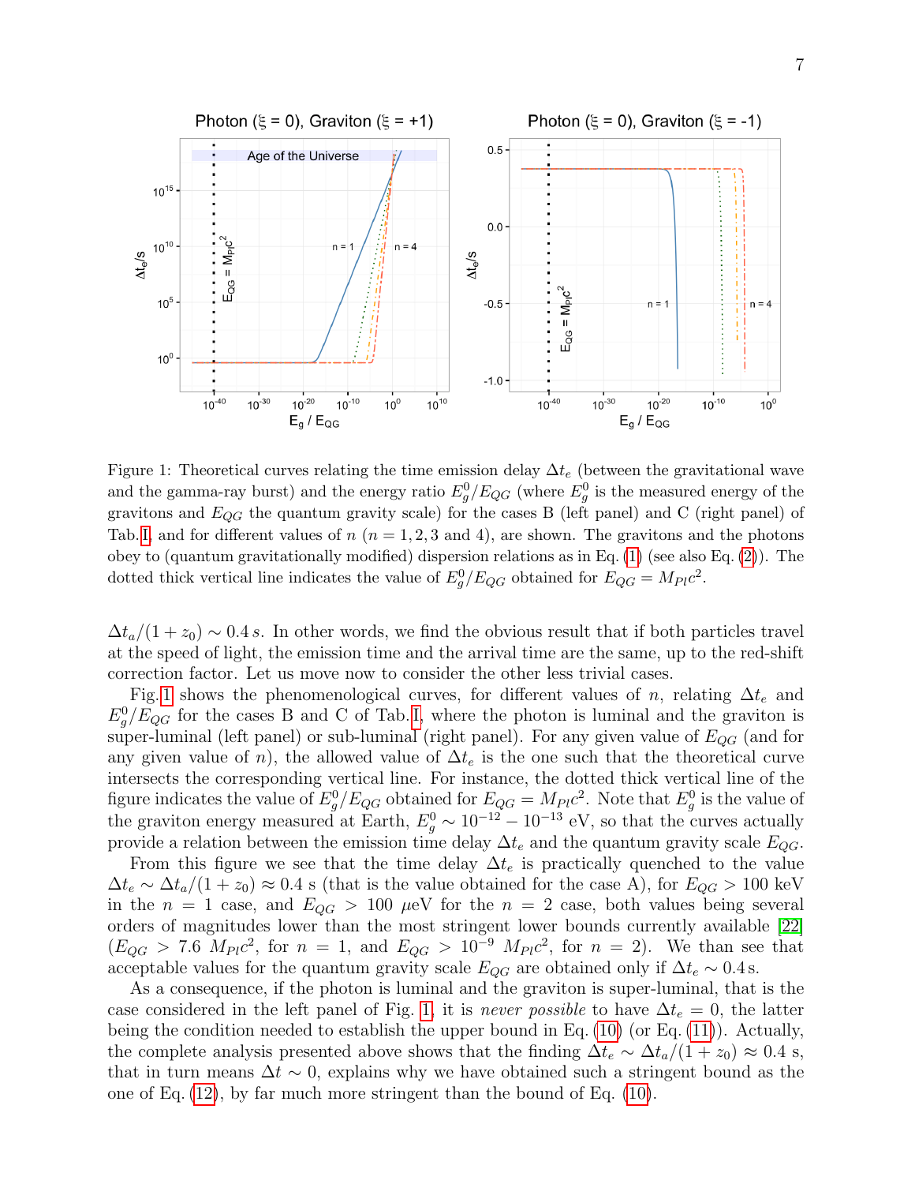Figure 1: Theoretical curves relating the time emission delay $\Delta t_e$ (between the gravitational wave and the gamma-ray burst) and the energy ratio $E_g^0/E_{QG}$ (where $E_g^0$ is the measured energy of the gravitons and $E_{QG}$ the quantum gravity scale) for the cases B (left panel) and C (right panel) of Tab. I, and for different values of $n$ ($n = 1, 2, 3$ and $4$), are shown. The gravitons and the photons obey to (quantum gravitationally modified) dispersion relations as in Eq. (1) (see also Eq. (2)). The dotted thick vertical line indicates the value of $E_g^0/E_{QG}$ obtained for $E_{QG} = M_{Pl}c^2$.

$\Delta t_a/(1+z_0) \sim 0.4\,s$. In other words, we find the obvious result that if both particles travel at the speed of light, the emission time and the arrival time are the same, up to the red-shift correction factor. Let us move now to consider the other less trivial cases.

Fig. 1 shows the phenomenological curves, for different values of $n$, relating $\Delta t_e$ and $E_g^0/E_{QG}$ for the cases B and C of Tab. I, where the photon is luminal and the graviton is super-luminal (left panel) or sub-luminal (right panel). For any given value of $E_{QG}$ (and for any given value of $n$), the allowed value of $\Delta t_e$ is the one such that the theoretical curve intersects the corresponding vertical line. For instance, the dotted thick vertical line of the figure indicates the value of $E_g^0/E_{QG}$ obtained for $E_{QG} = M_{Pl}c^2$. Note that $E_g^0$ is the value of the graviton energy measured at Earth, $E_g^0 \sim 10^{-12} - 10^{-13}$ eV, so that the curves actually provide a relation between the emission time delay $\Delta t_e$ and the quantum gravity scale $E_{QG}$.

From this figure we see that the time delay $\Delta t_e$ is practically quenched to the value $\Delta t_e \sim \Delta t_a/(1+z_0) \approx 0.4$ s (that is the value obtained for the case A), for $E_{QG} > 100$ keV in the $n = 1$ case, and $E_{QG} > 100$ $\mu$eV for the $n = 2$ case, both values being several orders of magnitudes lower than the most stringent lower bounds currently available [22] ($E_{QG} > 7.6\ M_{Pl}c^2$, for $n = 1$, and $E_{QG} > 10^{-9}\ M_{Pl}c^2$, for $n = 2$). We than see that acceptable values for the quantum gravity scale $E_{QG}$ are obtained only if $\Delta t_e \sim 0.4\,$s.

As a consequence, if the photon is luminal and the graviton is super-luminal, that is the case considered in the left panel of Fig. 1, it is *never possible* to have $\Delta t_e = 0$, the latter being the condition needed to establish the upper bound in Eq. (10) (or Eq. (11)). Actually, the complete analysis presented above shows that the finding $\Delta t_e \sim \Delta t_a/(1+z_0) \approx 0.4$ s, that in turn means $\Delta t \sim 0$, explains why we have obtained such a stringent bound as the one of Eq. (12), by far much more stringent than the bound of Eq. (10).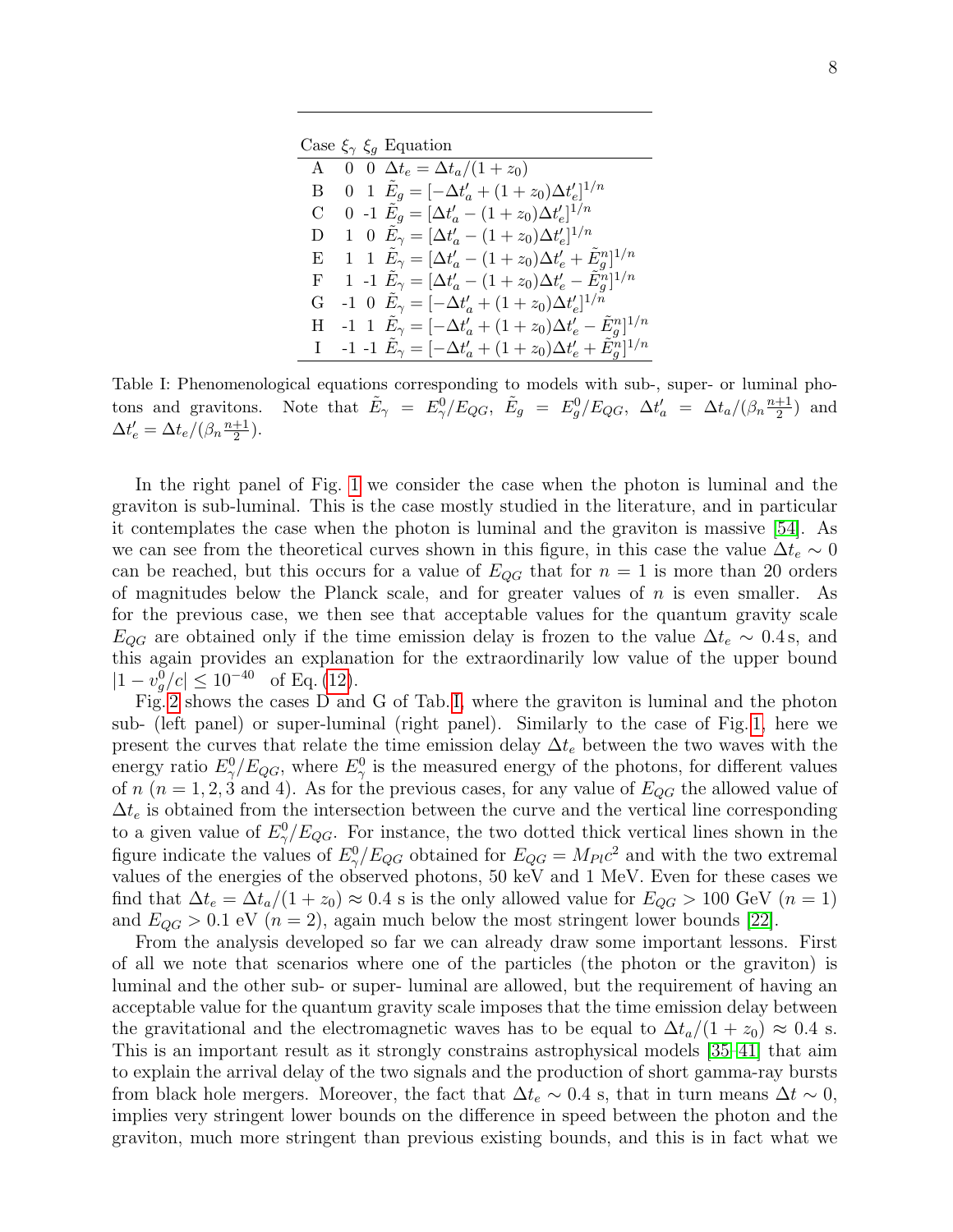| Case | $\xi_\gamma$ | $\xi_g$ | Equation |
|---|---|---|---|
| A | 0 | 0 | $\Delta t_e = \Delta t_a/(1+z_0)$ |
| B | 0 | 1 | $\tilde{E}_g = [-\Delta t'_a + (1+z_0)\Delta t'_e]^{1/n}$ |
| C | 0 | -1 | $\tilde{E}_g = [\Delta t'_a - (1+z_0)\Delta t'_e]^{1/n}$ |
| D | 1 | 0 | $\tilde{E}_\gamma = [\Delta t'_a - (1+z_0)\Delta t'_e]^{1/n}$ |
| E | 1 | 1 | $\tilde{E}_\gamma = [\Delta t'_a - (1+z_0)\Delta t'_e + \tilde{E}_g^n]^{1/n}$ |
| F | 1 | -1 | $\tilde{E}_\gamma = [\Delta t'_a - (1+z_0)\Delta t'_e - \tilde{E}_g^n]^{1/n}$ |
| G | -1 | 0 | $\tilde{E}_\gamma = [-\Delta t'_a + (1+z_0)\Delta t'_e]^{1/n}$ |
| H | -1 | 1 | $\tilde{E}_\gamma = [-\Delta t'_a + (1+z_0)\Delta t'_e - \tilde{E}_g^n]^{1/n}$ |
| I | -1 | -1 | $\tilde{E}_\gamma = [-\Delta t'_a + (1+z_0)\Delta t'_e + \tilde{E}_g^n]^{1/n}$ |

Table I: Phenomenological equations corresponding to models with sub-, super- or luminal photons and gravitons. Note that $\tilde{E}_\gamma = E^0_\gamma/E_{QG}$, $\tilde{E}_g = E^0_g/E_{QG}$, $\Delta t'_a = \Delta t_a/(\beta_n \frac{n+1}{2})$ and $\Delta t'_e = \Delta t_e/(\beta_n \frac{n+1}{2})$.

In the right panel of Fig. 1 we consider the case when the photon is luminal and the graviton is sub-luminal. This is the case mostly studied in the literature, and in particular it contemplates the case when the photon is luminal and the graviton is massive [54]. As we can see from the theoretical curves shown in this figure, in this case the value $\Delta t_e \sim 0$ can be reached, but this occurs for a value of $E_{QG}$ that for $n = 1$ is more than 20 orders of magnitudes below the Planck scale, and for greater values of $n$ is even smaller. As for the previous case, we then see that acceptable values for the quantum gravity scale $E_{QG}$ are obtained only if the time emission delay is frozen to the value $\Delta t_e \sim 0.4\,\mathrm{s}$, and this again provides an explanation for the extraordinarily low value of the upper bound $|1 - v^0_g/c| \leq 10^{-40}$ of Eq. (12).

Fig. 2 shows the cases D and G of Tab. I, where the graviton is luminal and the photon sub- (left panel) or super-luminal (right panel). Similarly to the case of Fig. 1, here we present the curves that relate the time emission delay $\Delta t_e$ between the two waves with the energy ratio $E^0_\gamma/E_{QG}$, where $E^0_\gamma$ is the measured energy of the photons, for different values of $n$ ($n = 1, 2, 3$ and 4). As for the previous cases, for any value of $E_{QG}$ the allowed value of $\Delta t_e$ is obtained from the intersection between the curve and the vertical line corresponding to a given value of $E^0_\gamma/E_{QG}$. For instance, the two dotted thick vertical lines shown in the figure indicate the values of $E^0_\gamma/E_{QG}$ obtained for $E_{QG} = M_{Pl}c^2$ and with the two extremal values of the energies of the observed photons, 50 keV and 1 MeV. Even for these cases we find that $\Delta t_e = \Delta t_a/(1+z_0) \approx 0.4$ s is the only allowed value for $E_{QG} > 100$ GeV ($n = 1$) and $E_{QG} > 0.1$ eV ($n = 2$), again much below the most stringent lower bounds [22].

From the analysis developed so far we can already draw some important lessons. First of all we note that scenarios where one of the particles (the photon or the graviton) is luminal and the other sub- or super- luminal are allowed, but the requirement of having an acceptable value for the quantum gravity scale imposes that the time emission delay between the gravitational and the electromagnetic waves has to be equal to $\Delta t_a/(1+z_0) \approx 0.4$ s. This is an important result as it strongly constrains astrophysical models [35–41] that aim to explain the arrival delay of the two signals and the production of short gamma-ray bursts from black hole mergers. Moreover, the fact that $\Delta t_e \sim 0.4$ s, that in turn means $\Delta t \sim 0$, implies very stringent lower bounds on the difference in speed between the photon and the graviton, much more stringent than previous existing bounds, and this is in fact what we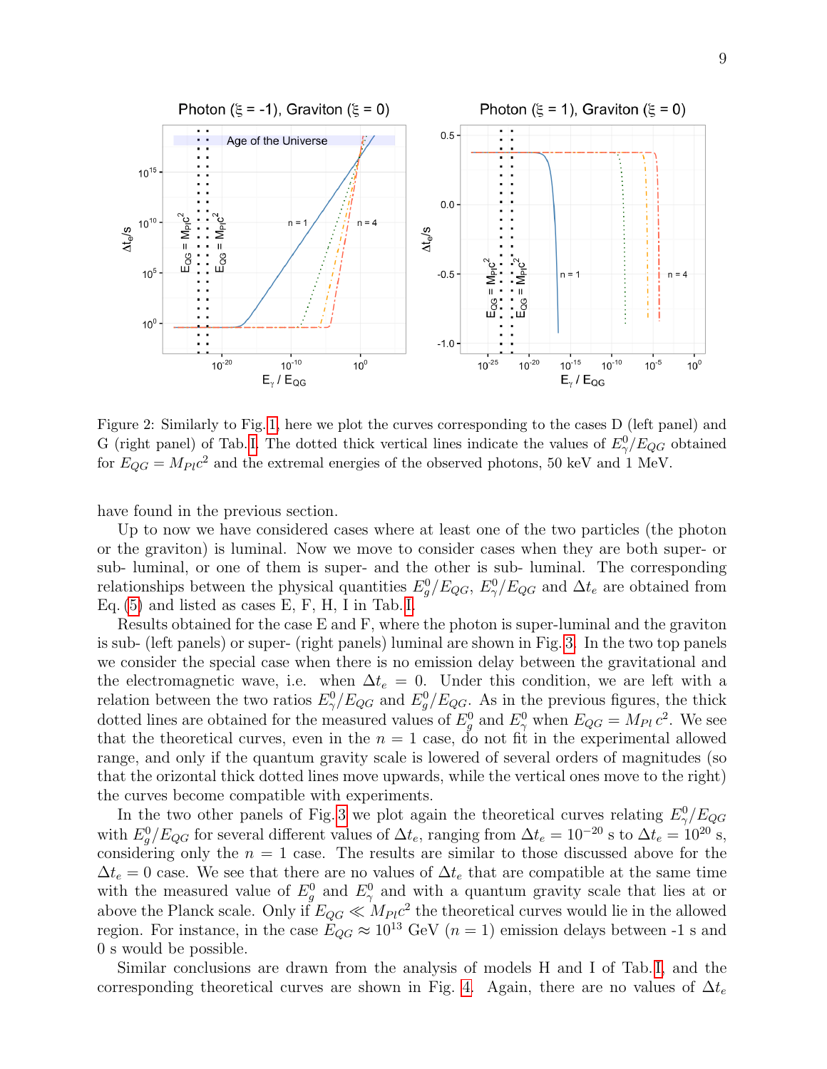Figure 2: Similarly to Fig. 1, here we plot the curves corresponding to the cases D (left panel) and G (right panel) of Tab. I. The dotted thick vertical lines indicate the values of $E_\gamma^0/E_{QG}$ obtained for $E_{QG} = M_{Pl}c^2$ and the extremal energies of the observed photons, 50 keV and 1 MeV.

have found in the previous section.

Up to now we have considered cases where at least one of the two particles (the photon or the graviton) is luminal. Now we move to consider cases when they are both super- or sub- luminal, or one of them is super- and the other is sub- luminal. The corresponding relationships between the physical quantities $E_g^0/E_{QG}$, $E_\gamma^0/E_{QG}$ and $\Delta t_e$ are obtained from Eq. (5) and listed as cases E, F, H, I in Tab. I.

Results obtained for the case E and F, where the photon is super-luminal and the graviton is sub- (left panels) or super- (right panels) luminal are shown in Fig. 3. In the two top panels we consider the special case when there is no emission delay between the gravitational and the electromagnetic wave, i.e. when $\Delta t_e = 0$. Under this condition, we are left with a relation between the two ratios $E_\gamma^0/E_{QG}$ and $E_g^0/E_{QG}$. As in the previous figures, the thick dotted lines are obtained for the measured values of $E_g^0$ and $E_\gamma^0$ when $E_{QG} = M_{Pl}\, c^2$. We see that the theoretical curves, even in the $n = 1$ case, do not fit in the experimental allowed range, and only if the quantum gravity scale is lowered of several orders of magnitudes (so that the orizontal thick dotted lines move upwards, while the vertical ones move to the right) the curves become compatible with experiments.

In the two other panels of Fig. 3 we plot again the theoretical curves relating $E_\gamma^0/E_{QG}$ with $E_g^0/E_{QG}$ for several different values of $\Delta t_e$, ranging from $\Delta t_e = 10^{-20}$ s to $\Delta t_e = 10^{20}$ s, considering only the $n = 1$ case. The results are similar to those discussed above for the $\Delta t_e = 0$ case. We see that there are no values of $\Delta t_e$ that are compatible at the same time with the measured value of $E_g^0$ and $E_\gamma^0$ and with a quantum gravity scale that lies at or above the Planck scale. Only if $E_{QG} \ll M_{Pl}c^2$ the theoretical curves would lie in the allowed region. For instance, in the case $E_{QG} \approx 10^{13}$ GeV ($n = 1$) emission delays between -1 s and 0 s would be possible.

Similar conclusions are drawn from the analysis of models H and I of Tab. I, and the corresponding theoretical curves are shown in Fig. 4. Again, there are no values of $\Delta t_e$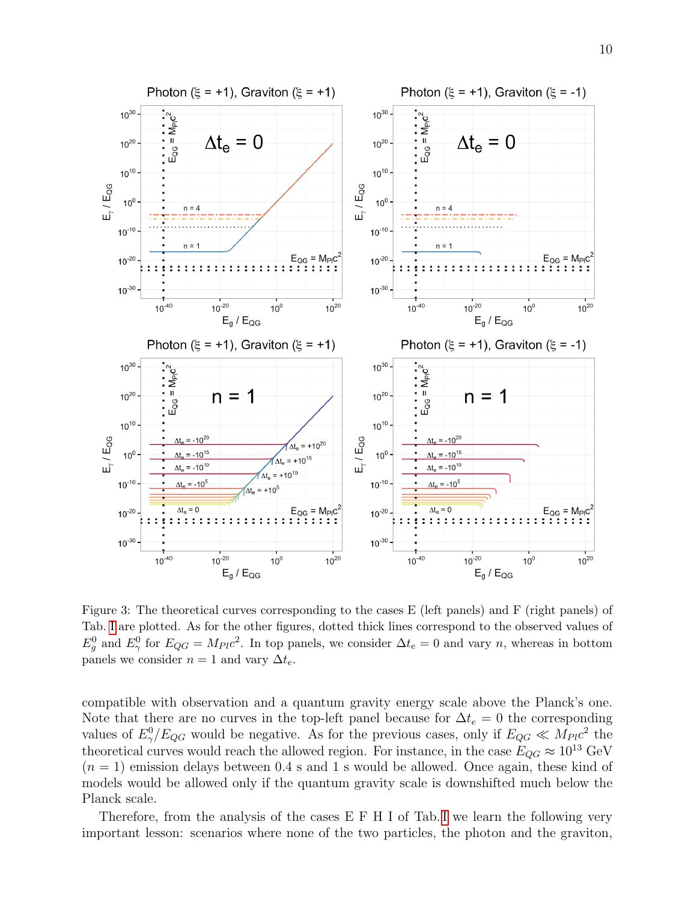Figure 3: The theoretical curves corresponding to the cases E (left panels) and F (right panels) of Tab. I are plotted. As for the other figures, dotted thick lines correspond to the observed values of $E_g^0$ and $E_\gamma^0$ for $E_{QG} = M_{Pl}c^2$. In top panels, we consider $\Delta t_e = 0$ and vary $n$, whereas in bottom panels we consider $n = 1$ and vary $\Delta t_e$.

compatible with observation and a quantum gravity energy scale above the Planck's one. Note that there are no curves in the top-left panel because for $\Delta t_e = 0$ the corresponding values of $E_\gamma^0/E_{QG}$ would be negative. As for the previous cases, only if $E_{QG} \ll M_{Pl}c^2$ the theoretical curves would reach the allowed region. For instance, in the case $E_{QG} \approx 10^{13}$ GeV ($n = 1$) emission delays between 0.4 s and 1 s would be allowed. Once again, these kind of models would be allowed only if the quantum gravity scale is downshifted much below the Planck scale.

Therefore, from the analysis of the cases E F H I of Tab. I we learn the following very important lesson: scenarios where none of the two particles, the photon and the graviton,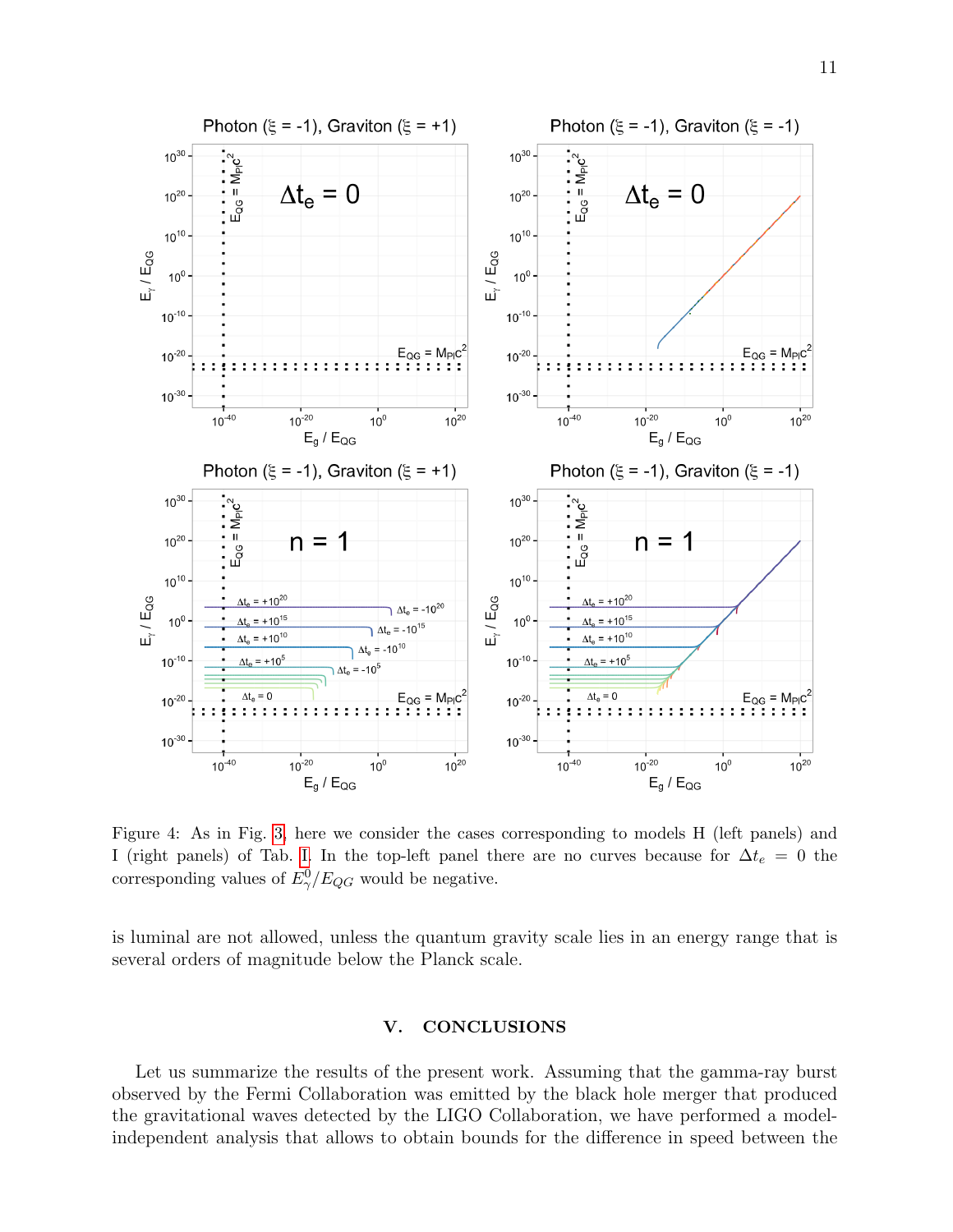Figure 4: As in Fig. 3, here we consider the cases corresponding to models H (left panels) and I (right panels) of Tab. I. In the top-left panel there are no curves because for $\Delta t_e = 0$ the corresponding values of $E^0_\gamma/E_{QG}$ would be negative.

is luminal are not allowed, unless the quantum gravity scale lies in an energy range that is several orders of magnitude below the Planck scale.

## V. CONCLUSIONS

Let us summarize the results of the present work. Assuming that the gamma-ray burst observed by the Fermi Collaboration was emitted by the black hole merger that produced the gravitational waves detected by the LIGO Collaboration, we have performed a model-independent analysis that allows to obtain bounds for the difference in speed between the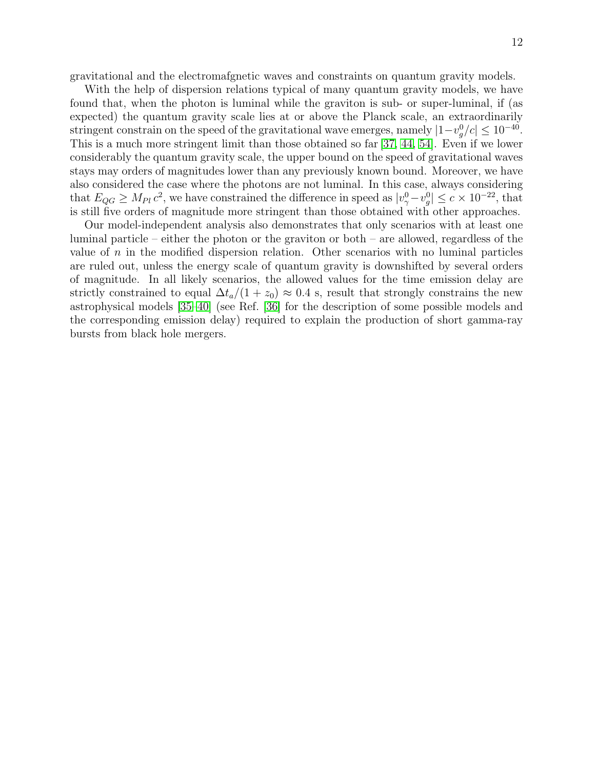gravitational and the electromafgnetic waves and constraints on quantum gravity models.

With the help of dispersion relations typical of many quantum gravity models, we have found that, when the photon is luminal while the graviton is sub- or super-luminal, if (as expected) the quantum gravity scale lies at or above the Planck scale, an extraordinarily stringent constrain on the speed of the gravitational wave emerges, namely $|1 - v_g^0/c| \leq 10^{-40}$. This is a much more stringent limit than those obtained so far [37, 44, 54]. Even if we lower considerably the quantum gravity scale, the upper bound on the speed of gravitational waves stays may orders of magnitudes lower than any previously known bound. Moreover, we have also considered the case where the photons are not luminal. In this case, always considering that $E_{QG} \geq M_{Pl}\, c^2$, we have constrained the difference in speed as $|v_\gamma^0 - v_g^0| \leq c \times 10^{-22}$, that is still five orders of magnitude more stringent than those obtained with other approaches.

Our model-independent analysis also demonstrates that only scenarios with at least one luminal particle – either the photon or the graviton or both – are allowed, regardless of the value of $n$ in the modified dispersion relation. Other scenarios with no luminal particles are ruled out, unless the energy scale of quantum gravity is downshifted by several orders of magnitude. In all likely scenarios, the allowed values for the time emission delay are strictly constrained to equal $\Delta t_a/(1 + z_0) \approx 0.4$ s, result that strongly constrains the new astrophysical models [35–40] (see Ref. [36] for the description of some possible models and the corresponding emission delay) required to explain the production of short gamma-ray bursts from black hole mergers.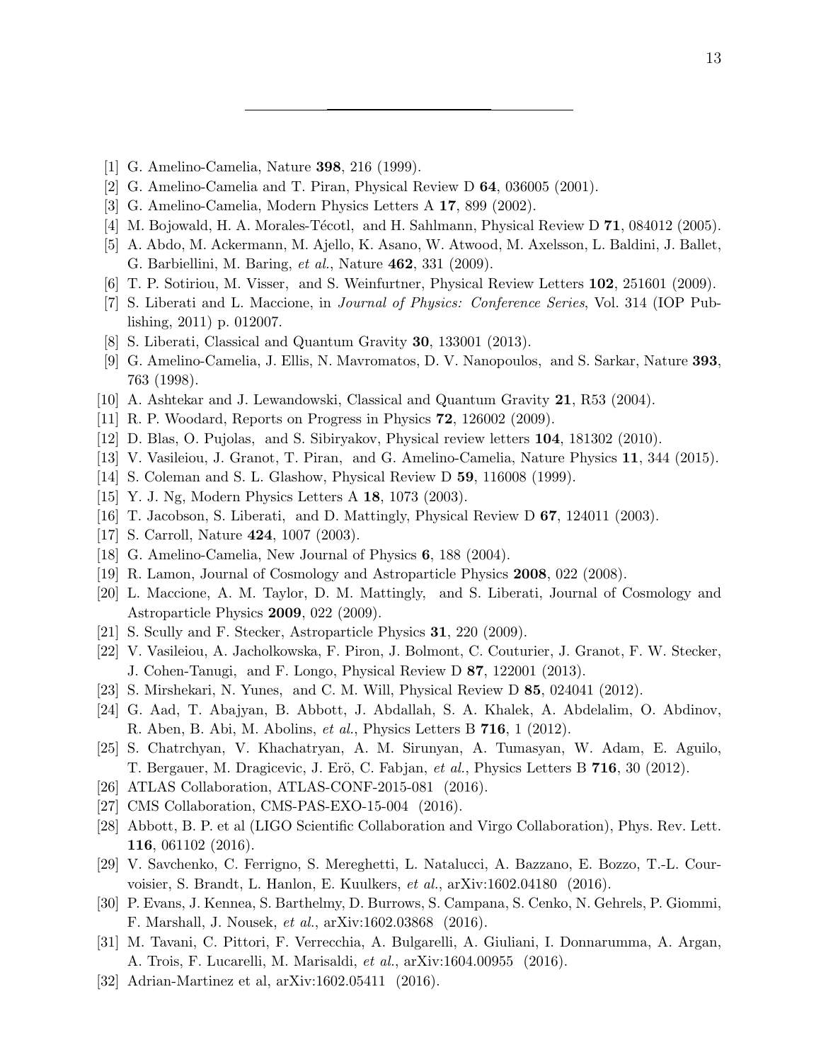---

[1] G. Amelino-Camelia, Nature **398**, 216 (1999).
[2] G. Amelino-Camelia and T. Piran, Physical Review D **64**, 036005 (2001).
[3] G. Amelino-Camelia, Modern Physics Letters A **17**, 899 (2002).
[4] M. Bojowald, H. A. Morales-Técotl, and H. Sahlmann, Physical Review D **71**, 084012 (2005).
[5] A. Abdo, M. Ackermann, M. Ajello, K. Asano, W. Atwood, M. Axelsson, L. Baldini, J. Ballet, G. Barbiellini, M. Baring, *et al.*, Nature **462**, 331 (2009).
[6] T. P. Sotiriou, M. Visser, and S. Weinfurtner, Physical Review Letters **102**, 251601 (2009).
[7] S. Liberati and L. Maccione, in *Journal of Physics: Conference Series*, Vol. 314 (IOP Publishing, 2011) p. 012007.
[8] S. Liberati, Classical and Quantum Gravity **30**, 133001 (2013).
[9] G. Amelino-Camelia, J. Ellis, N. Mavromatos, D. V. Nanopoulos, and S. Sarkar, Nature **393**, 763 (1998).
[10] A. Ashtekar and J. Lewandowski, Classical and Quantum Gravity **21**, R53 (2004).
[11] R. P. Woodard, Reports on Progress in Physics **72**, 126002 (2009).
[12] D. Blas, O. Pujolas, and S. Sibiryakov, Physical review letters **104**, 181302 (2010).
[13] V. Vasileiou, J. Granot, T. Piran, and G. Amelino-Camelia, Nature Physics **11**, 344 (2015).
[14] S. Coleman and S. L. Glashow, Physical Review D **59**, 116008 (1999).
[15] Y. J. Ng, Modern Physics Letters A **18**, 1073 (2003).
[16] T. Jacobson, S. Liberati, and D. Mattingly, Physical Review D **67**, 124011 (2003).
[17] S. Carroll, Nature **424**, 1007 (2003).
[18] G. Amelino-Camelia, New Journal of Physics **6**, 188 (2004).
[19] R. Lamon, Journal of Cosmology and Astroparticle Physics **2008**, 022 (2008).
[20] L. Maccione, A. M. Taylor, D. M. Mattingly, and S. Liberati, Journal of Cosmology and Astroparticle Physics **2009**, 022 (2009).
[21] S. Scully and F. Stecker, Astroparticle Physics **31**, 220 (2009).
[22] V. Vasileiou, A. Jacholkowska, F. Piron, J. Bolmont, C. Couturier, J. Granot, F. W. Stecker, J. Cohen-Tanugi, and F. Longo, Physical Review D **87**, 122001 (2013).
[23] S. Mirshekari, N. Yunes, and C. M. Will, Physical Review D **85**, 024041 (2012).
[24] G. Aad, T. Abajyan, B. Abbott, J. Abdallah, S. A. Khalek, A. Abdelalim, O. Abdinov, R. Aben, B. Abi, M. Abolins, *et al.*, Physics Letters B **716**, 1 (2012).
[25] S. Chatrchyan, V. Khachatryan, A. M. Sirunyan, A. Tumasyan, W. Adam, E. Aguilo, T. Bergauer, M. Dragicevic, J. Erö, C. Fabjan, *et al.*, Physics Letters B **716**, 30 (2012).
[26] ATLAS Collaboration, ATLAS-CONF-2015-081 (2016).
[27] CMS Collaboration, CMS-PAS-EXO-15-004 (2016).
[28] Abbott, B. P. et al (LIGO Scientific Collaboration and Virgo Collaboration), Phys. Rev. Lett. **116**, 061102 (2016).
[29] V. Savchenko, C. Ferrigno, S. Mereghetti, L. Natalucci, A. Bazzano, E. Bozzo, T.-L. Courvoisier, S. Brandt, L. Hanlon, E. Kuulkers, *et al.*, arXiv:1602.04180 (2016).
[30] P. Evans, J. Kennea, S. Barthelmy, D. Burrows, S. Campana, S. Cenko, N. Gehrels, P. Giommi, F. Marshall, J. Nousek, *et al.*, arXiv:1602.03868 (2016).
[31] M. Tavani, C. Pittori, F. Verrecchia, A. Bulgarelli, A. Giuliani, I. Donnarumma, A. Argan, A. Trois, F. Lucarelli, M. Marisaldi, *et al.*, arXiv:1604.00955 (2016).
[32] Adrian-Martinez et al, arXiv:1602.05411 (2016).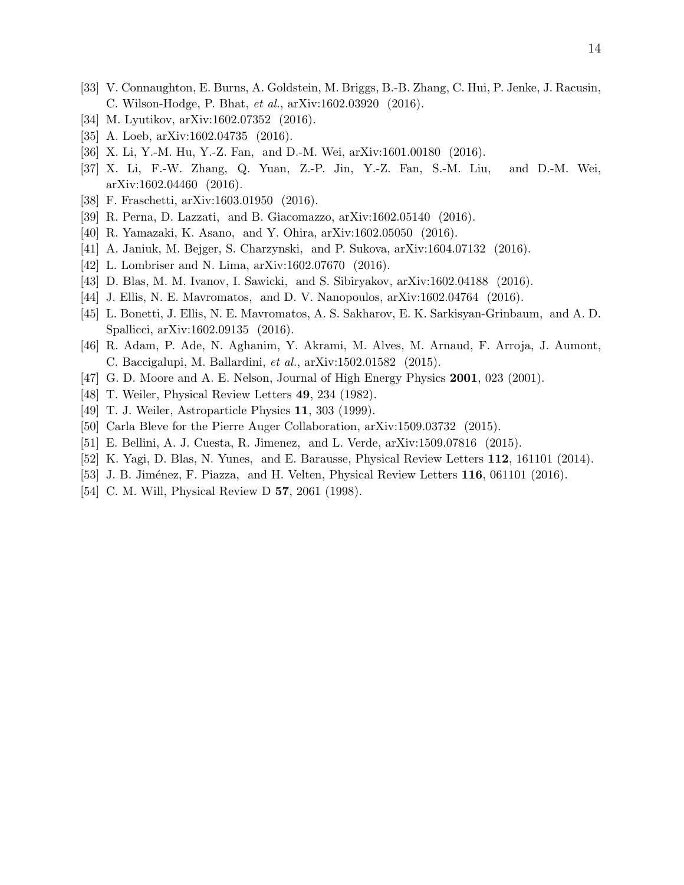[33] V. Connaughton, E. Burns, A. Goldstein, M. Briggs, B.-B. Zhang, C. Hui, P. Jenke, J. Racusin, C. Wilson-Hodge, P. Bhat, *et al.*, arXiv:1602.03920 (2016).

[34] M. Lyutikov, arXiv:1602.07352 (2016).

[35] A. Loeb, arXiv:1602.04735 (2016).

[36] X. Li, Y.-M. Hu, Y.-Z. Fan, and D.-M. Wei, arXiv:1601.00180 (2016).

[37] X. Li, F.-W. Zhang, Q. Yuan, Z.-P. Jin, Y.-Z. Fan, S.-M. Liu, and D.-M. Wei, arXiv:1602.04460 (2016).

[38] F. Fraschetti, arXiv:1603.01950 (2016).

[39] R. Perna, D. Lazzati, and B. Giacomazzo, arXiv:1602.05140 (2016).

[40] R. Yamazaki, K. Asano, and Y. Ohira, arXiv:1602.05050 (2016).

[41] A. Janiuk, M. Bejger, S. Charzynski, and P. Sukova, arXiv:1604.07132 (2016).

[42] L. Lombriser and N. Lima, arXiv:1602.07670 (2016).

[43] D. Blas, M. M. Ivanov, I. Sawicki, and S. Sibiryakov, arXiv:1602.04188 (2016).

[44] J. Ellis, N. E. Mavromatos, and D. V. Nanopoulos, arXiv:1602.04764 (2016).

[45] L. Bonetti, J. Ellis, N. E. Mavromatos, A. S. Sakharov, E. K. Sarkisyan-Grinbaum, and A. D. Spallicci, arXiv:1602.09135 (2016).

[46] R. Adam, P. Ade, N. Aghanim, Y. Akrami, M. Alves, M. Arnaud, F. Arroja, J. Aumont, C. Baccigalupi, M. Ballardini, *et al.*, arXiv:1502.01582 (2015).

[47] G. D. Moore and A. E. Nelson, Journal of High Energy Physics **2001**, 023 (2001).

[48] T. Weiler, Physical Review Letters **49**, 234 (1982).

[49] T. J. Weiler, Astroparticle Physics **11**, 303 (1999).

[50] Carla Bleve for the Pierre Auger Collaboration, arXiv:1509.03732 (2015).

[51] E. Bellini, A. J. Cuesta, R. Jimenez, and L. Verde, arXiv:1509.07816 (2015).

[52] K. Yagi, D. Blas, N. Yunes, and E. Barausse, Physical Review Letters **112**, 161101 (2014).

[53] J. B. Jiménez, F. Piazza, and H. Velten, Physical Review Letters **116**, 061101 (2016).

[54] C. M. Will, Physical Review D **57**, 2061 (1998).